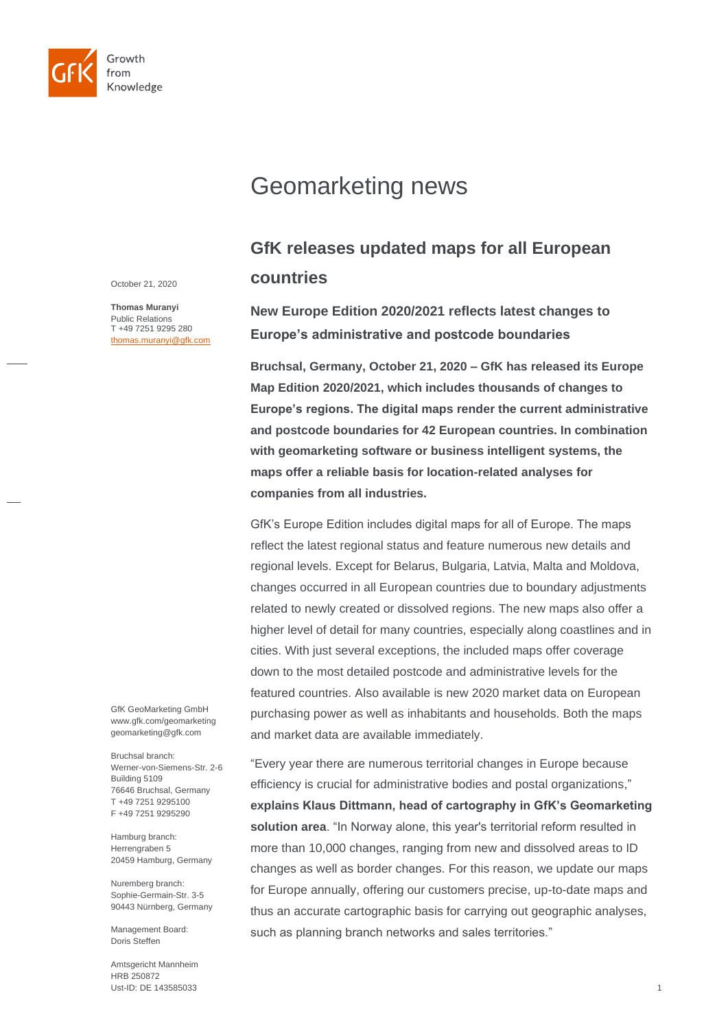Growth from Knowledge

# Geomarketing news

## GfK releases updated maps for all European countries

October 21, 2020

**Thomas Muranyi**
Public Relations
T +49 7251 9295 280
thomas.muranyi@gfk.com

### New Europe Edition 2020/2021 reflects latest changes to Europe's administrative and postcode boundaries

**Bruchsal, Germany, October 21, 2020 – GfK has released its Europe Map Edition 2020/2021, which includes thousands of changes to Europe's regions. The digital maps render the current administrative and postcode boundaries for 42 European countries. In combination with geomarketing software or business intelligent systems, the maps offer a reliable basis for location-related analyses for companies from all industries.**

GfK's Europe Edition includes digital maps for all of Europe. The maps reflect the latest regional status and feature numerous new details and regional levels. Except for Belarus, Bulgaria, Latvia, Malta and Moldova, changes occurred in all European countries due to boundary adjustments related to newly created or dissolved regions. The new maps also offer a higher level of detail for many countries, especially along coastlines and in cities. With just several exceptions, the included maps offer coverage down to the most detailed postcode and administrative levels for the featured countries. Also available is new 2020 market data on European purchasing power as well as inhabitants and households. Both the maps and market data are available immediately.

"Every year there are numerous territorial changes in Europe because efficiency is crucial for administrative bodies and postal organizations," **explains Klaus Dittmann, head of cartography in GfK's Geomarketing solution area**. "In Norway alone, this year's territorial reform resulted in more than 10,000 changes, ranging from new and dissolved areas to ID changes as well as border changes. For this reason, we update our maps for Europe annually, offering our customers precise, up-to-date maps and thus an accurate cartographic basis for carrying out geographic analyses, such as planning branch networks and sales territories."

GfK GeoMarketing GmbH
www.gfk.com/geomarketing
geomarketing@gfk.com

Bruchsal branch:
Werner-von-Siemens-Str. 2-6
Building 5109
76646 Bruchsal, Germany
T +49 7251 9295100
F +49 7251 9295290

Hamburg branch:
Herrengraben 5
20459 Hamburg, Germany

Nuremberg branch:
Sophie-Germain-Str. 3-5
90443 Nürnberg, Germany

Management Board:
Doris Steffen

Amtsgericht Mannheim
HRB 250872
Ust-ID: DE 143585033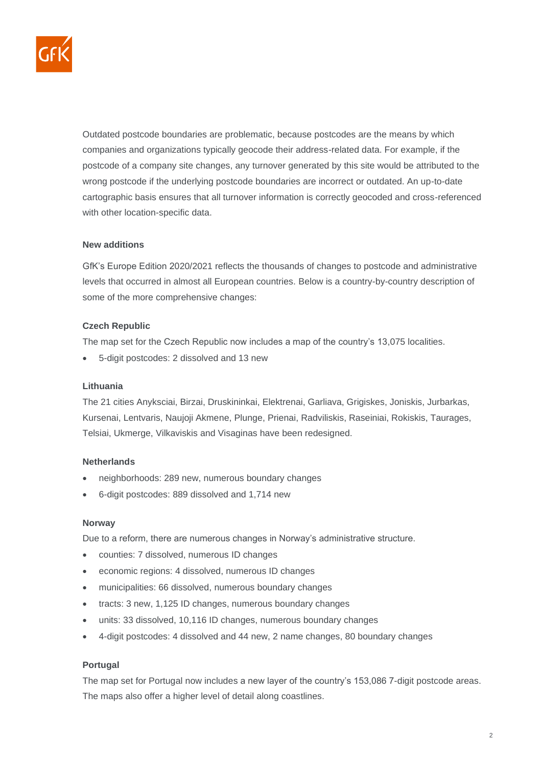Outdated postcode boundaries are problematic, because postcodes are the means by which companies and organizations typically geocode their address-related data. For example, if the postcode of a company site changes, any turnover generated by this site would be attributed to the wrong postcode if the underlying postcode boundaries are incorrect or outdated. An up-to-date cartographic basis ensures that all turnover information is correctly geocoded and cross-referenced with other location-specific data.

**New additions**

GfK's Europe Edition 2020/2021 reflects the thousands of changes to postcode and administrative levels that occurred in almost all European countries. Below is a country-by-country description of some of the more comprehensive changes:

**Czech Republic**

The map set for the Czech Republic now includes a map of the country's 13,075 localities.

- 5-digit postcodes: 2 dissolved and 13 new

**Lithuania**

The 21 cities Anyksciai, Birzai, Druskininkai, Elektrenai, Garliava, Grigiskes, Joniskis, Jurbarkas, Kursenai, Lentvaris, Naujoji Akmene, Plunge, Prienai, Radviliskis, Raseiniai, Rokiskis, Taurages, Telsiai, Ukmerge, Vilkaviskis and Visaginas have been redesigned.

**Netherlands**

- neighborhoods: 289 new, numerous boundary changes
- 6-digit postcodes: 889 dissolved and 1,714 new

**Norway**

Due to a reform, there are numerous changes in Norway's administrative structure.

- counties: 7 dissolved, numerous ID changes
- economic regions: 4 dissolved, numerous ID changes
- municipalities: 66 dissolved, numerous boundary changes
- tracts: 3 new, 1,125 ID changes, numerous boundary changes
- units: 33 dissolved, 10,116 ID changes, numerous boundary changes
- 4-digit postcodes: 4 dissolved and 44 new, 2 name changes, 80 boundary changes

**Portugal**

The map set for Portugal now includes a new layer of the country's 153,086 7-digit postcode areas. The maps also offer a higher level of detail along coastlines.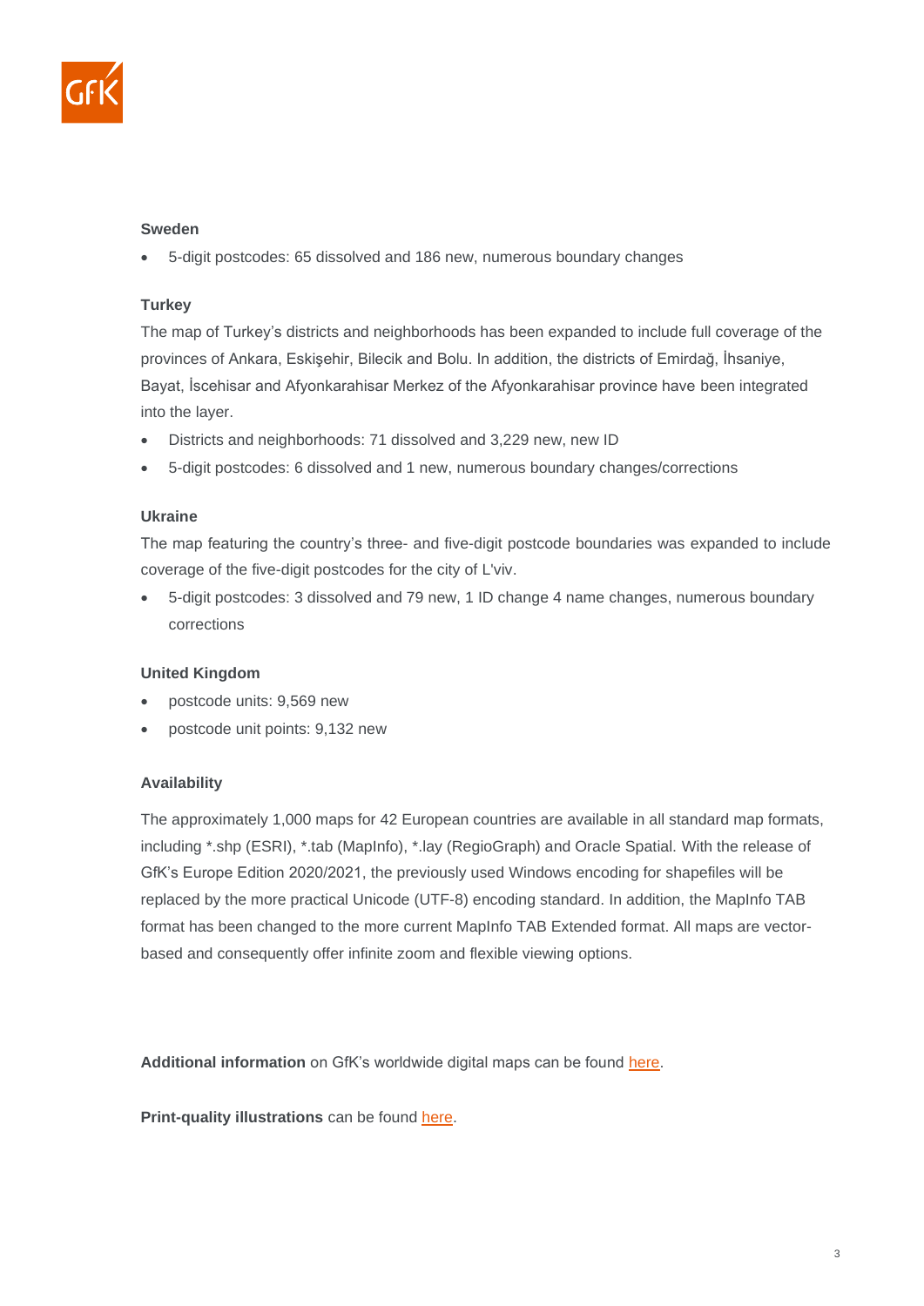**Sweden**

- 5-digit postcodes: 65 dissolved and 186 new, numerous boundary changes

**Turkey**

The map of Turkey's districts and neighborhoods has been expanded to include full coverage of the provinces of Ankara, Eskişehir, Bilecik and Bolu. In addition, the districts of Emirdağ, İhsaniye, Bayat, İscehisar and Afyonkarahisar Merkez of the Afyonkarahisar province have been integrated into the layer.

- Districts and neighborhoods: 71 dissolved and 3,229 new, new ID
- 5-digit postcodes: 6 dissolved and 1 new, numerous boundary changes/corrections

**Ukraine**

The map featuring the country's three- and five-digit postcode boundaries was expanded to include coverage of the five-digit postcodes for the city of L'viv.

- 5-digit postcodes: 3 dissolved and 79 new, 1 ID change 4 name changes, numerous boundary corrections

**United Kingdom**

- postcode units: 9,569 new
- postcode unit points: 9,132 new

**Availability**

The approximately 1,000 maps for 42 European countries are available in all standard map formats, including *.shp (ESRI), *.tab (MapInfo), *.lay (RegioGraph) and Oracle Spatial. With the release of GfK's Europe Edition 2020/2021, the previously used Windows encoding for shapefiles will be replaced by the more practical Unicode (UTF-8) encoding standard. In addition, the MapInfo TAB format has been changed to the more current MapInfo TAB Extended format. All maps are vector-based and consequently offer infinite zoom and flexible viewing options.

**Additional information** on GfK's worldwide digital maps can be found here.

**Print-quality illustrations** can be found here.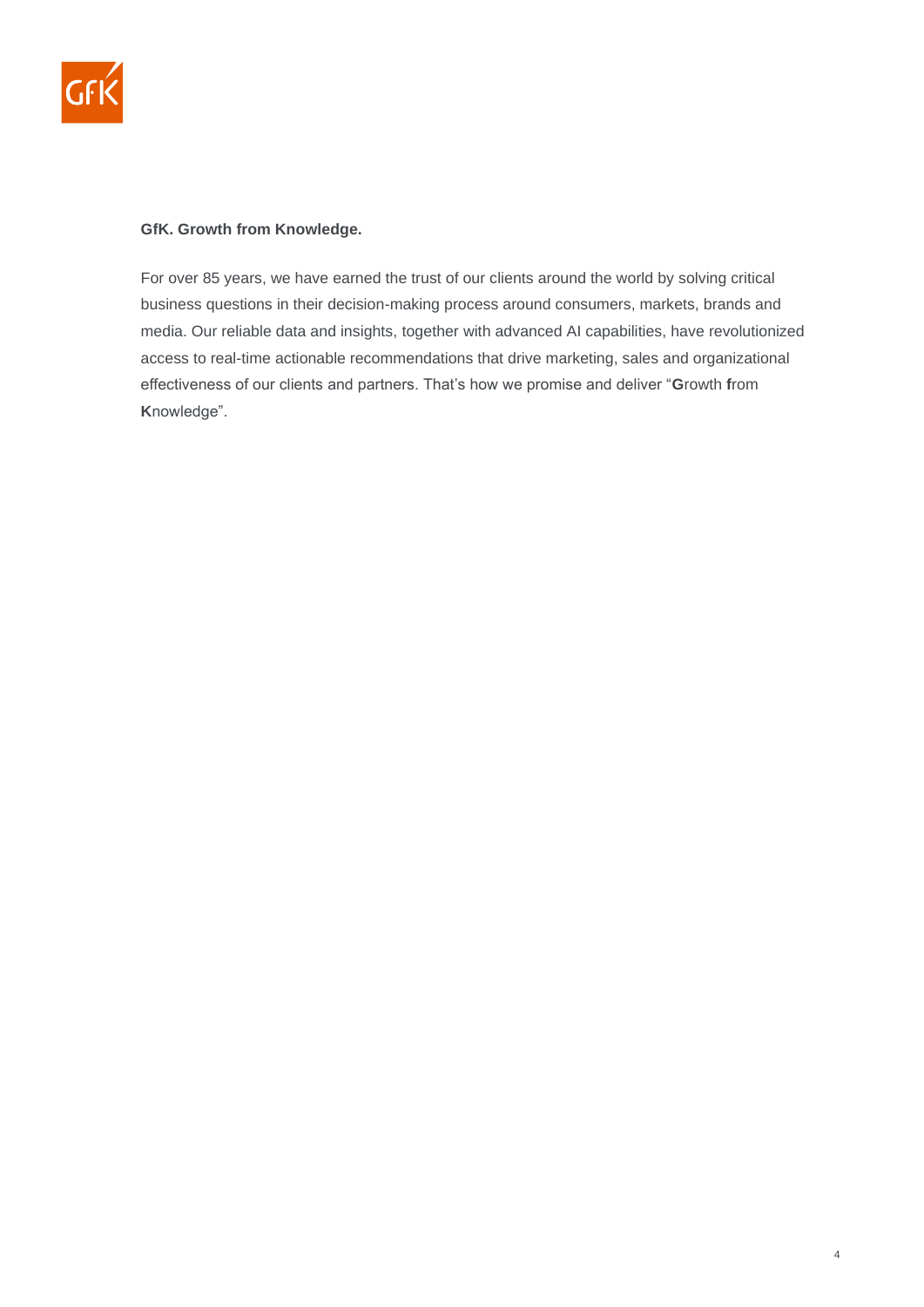**GfK. Growth from Knowledge.**

For over 85 years, we have earned the trust of our clients around the world by solving critical business questions in their decision-making process around consumers, markets, brands and media. Our reliable data and insights, together with advanced AI capabilities, have revolutionized access to real-time actionable recommendations that drive marketing, sales and organizational effectiveness of our clients and partners. That's how we promise and deliver "**G**rowth **f**rom **K**nowledge".